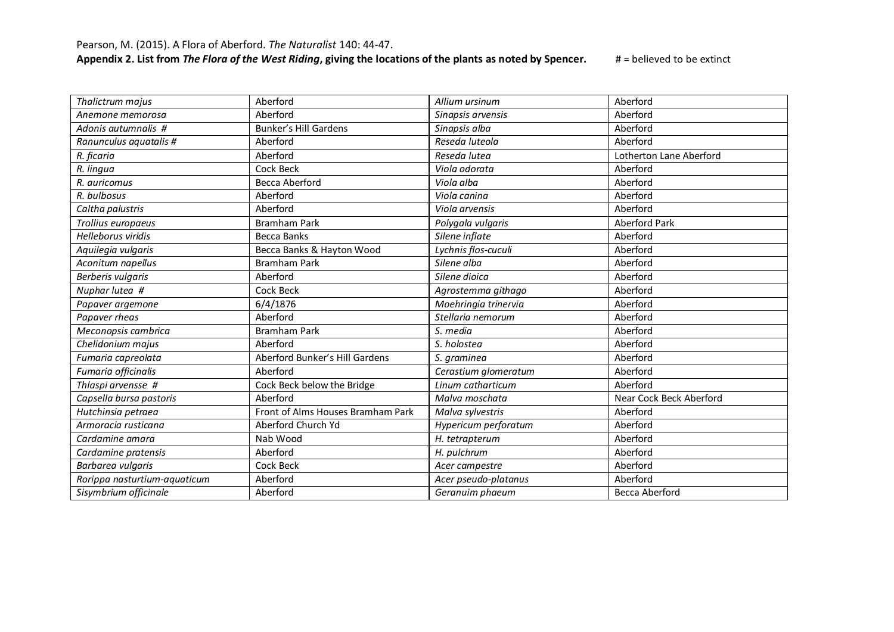Pearson, M. (2015). A Flora of Aberford. *The Naturalist* 140: 44-47.

**Appendix 2. List from *The Flora of the West Riding*, giving the locations of the plants as noted by Spencer.** # = believed to be extinct

| | | | |
|---|---|---|---|
| *Thalictrum majus* | Aberford | *Allium ursinum* | Aberford |
| *Anemone memorosa* | Aberford | *Sinapsis arvensis* | Aberford |
| *Adonis autumnalis* # | Bunker's Hill Gardens | *Sinapsis alba* | Aberford |
| *Ranunculus aquatalis* # | Aberford | *Reseda luteola* | Aberford |
| *R. ficaria* | Aberford | *Reseda lutea* | Lotherton Lane Aberford |
| *R. lingua* | Cock Beck | *Viola odorata* | Aberford |
| *R. auricomus* | Becca Aberford | *Viola alba* | Aberford |
| *R. bulbosus* | Aberford | *Viola canina* | Aberford |
| *Caltha palustris* | Aberford | *Viola arvensis* | Aberford |
| *Trollius europaeus* | Bramham Park | *Polygala vulgaris* | Aberford Park |
| *Helleborus viridis* | Becca Banks | *Silene inflate* | Aberford |
| *Aquilegia vulgaris* | Becca Banks & Hayton Wood | *Lychnis flos-cuculi* | Aberford |
| *Aconitum napellus* | Bramham Park | *Silene alba* | Aberford |
| *Berberis vulgaris* | Aberford | *Silene dioica* | Aberford |
| *Nuphar lutea* # | Cock Beck | *Agrostemma githago* | Aberford |
| *Papaver argemone* | 6/4/1876 | *Moehringia trinervia* | Aberford |
| *Papaver rheas* | Aberford | *Stellaria nemorum* | Aberford |
| *Meconopsis cambrica* | Bramham Park | *S. media* | Aberford |
| *Chelidonium majus* | Aberford | *S. holostea* | Aberford |
| *Fumaria capreolata* | Aberford Bunker's Hill Gardens | *S. graminea* | Aberford |
| *Fumaria officinalis* | Aberford | *Cerastium glomeratum* | Aberford |
| *Thlaspi arvensse* # | Cock Beck below the Bridge | *Linum catharticum* | Aberford |
| *Capsella bursa pastoris* | Aberford | *Malva moschata* | Near Cock Beck Aberford |
| *Hutchinsia petraea* | Front of Alms Houses Bramham Park | *Malva sylvestris* | Aberford |
| *Armoracia rusticana* | Aberford Church Yd | *Hypericum perforatum* | Aberford |
| *Cardamine amara* | Nab Wood | *H. tetrapterum* | Aberford |
| *Cardamine pratensis* | Aberford | *H. pulchrum* | Aberford |
| *Barbarea vulgaris* | Cock Beck | *Acer campestre* | Aberford |
| *Rorippa nasturtium-aquaticum* | Aberford | *Acer pseudo-platanus* | Aberford |
| *Sisymbrium officinale* | Aberford | *Geranuim phaeum* | Becca Aberford |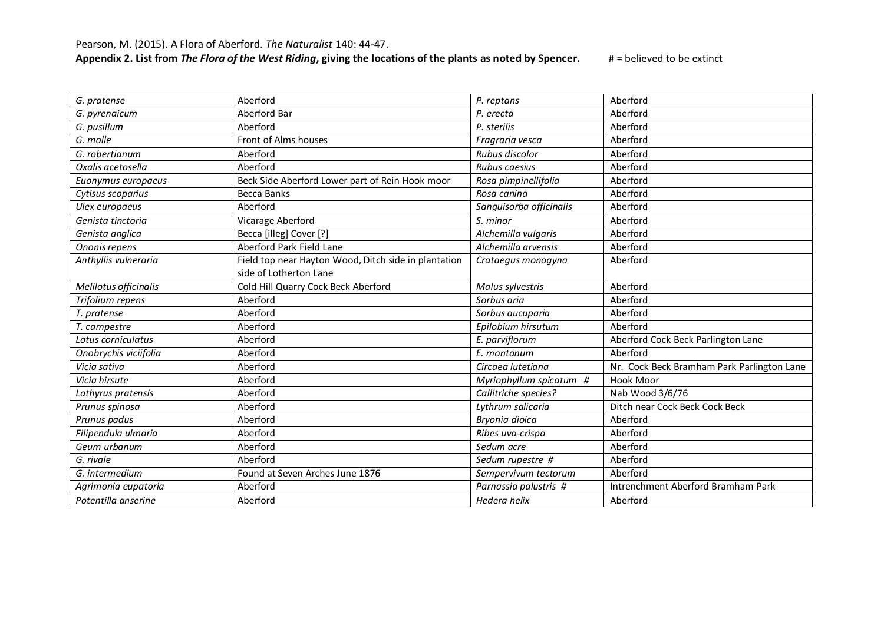Pearson, M. (2015). A Flora of Aberford. *The Naturalist* 140: 44-47.

**Appendix 2. List from *The Flora of the West Riding*, giving the locations of the plants as noted by Spencer.** # = believed to be extinct

| | | | |
|---|---|---|---|
| *G. pratense* | Aberford | *P. reptans* | Aberford |
| *G. pyrenaicum* | Aberford Bar | *P. erecta* | Aberford |
| *G. pusillum* | Aberford | *P. sterilis* | Aberford |
| *G. molle* | Front of Alms houses | *Fragraria vesca* | Aberford |
| *G. robertianum* | Aberford | *Rubus discolor* | Aberford |
| *Oxalis acetosella* | Aberford | *Rubus caesius* | Aberford |
| *Euonymus europaeus* | Beck Side Aberford Lower part of Rein Hook moor | *Rosa pimpinellifolia* | Aberford |
| *Cytisus scoparius* | Becca Banks | *Rosa canina* | Aberford |
| *Ulex europaeus* | Aberford | *Sanguisorba officinalis* | Aberford |
| *Genista tinctoria* | Vicarage Aberford | *S. minor* | Aberford |
| *Genista anglica* | Becca [illeg] Cover [?] | *Alchemilla vulgaris* | Aberford |
| *Ononis repens* | Aberford Park Field Lane | *Alchemilla arvensis* | Aberford |
| *Anthyllis vulneraria* | Field top near Hayton Wood, Ditch side in plantation side of Lotherton Lane | *Crataegus monogyna* | Aberford |
| *Melilotus officinalis* | Cold Hill Quarry Cock Beck Aberford | *Malus sylvestris* | Aberford |
| *Trifolium repens* | Aberford | *Sorbus aria* | Aberford |
| *T. pratense* | Aberford | *Sorbus aucuparia* | Aberford |
| *T. campestre* | Aberford | *Epilobium hirsutum* | Aberford |
| *Lotus corniculatus* | Aberford | *E. parviflorum* | Aberford Cock Beck Parlington Lane |
| *Onobrychis viciifolia* | Aberford | *E. montanum* | Aberford |
| *Vicia sativa* | Aberford | *Circaea lutetiana* | Nr. Cock Beck Bramham Park Parlington Lane |
| *Vicia hirsute* | Aberford | *Myriophyllum spicatum* # | Hook Moor |
| *Lathyrus pratensis* | Aberford | *Callitriche species?* | Nab Wood 3/6/76 |
| *Prunus spinosa* | Aberford | *Lythrum salicaria* | Ditch near Cock Beck Cock Beck |
| *Prunus padus* | Aberford | *Bryonia dioica* | Aberford |
| *Filipendula ulmaria* | Aberford | *Ribes uva-crispa* | Aberford |
| *Geum urbanum* | Aberford | *Sedum acre* | Aberford |
| *G. rivale* | Aberford | *Sedum rupestre* # | Aberford |
| *G. intermedium* | Found at Seven Arches June 1876 | *Sempervivum tectorum* | Aberford |
| *Agrimonia eupatoria* | Aberford | *Parnassia palustris* # | Intrenchment Aberford Bramham Park |
| *Potentilla anserine* | Aberford | *Hedera helix* | Aberford |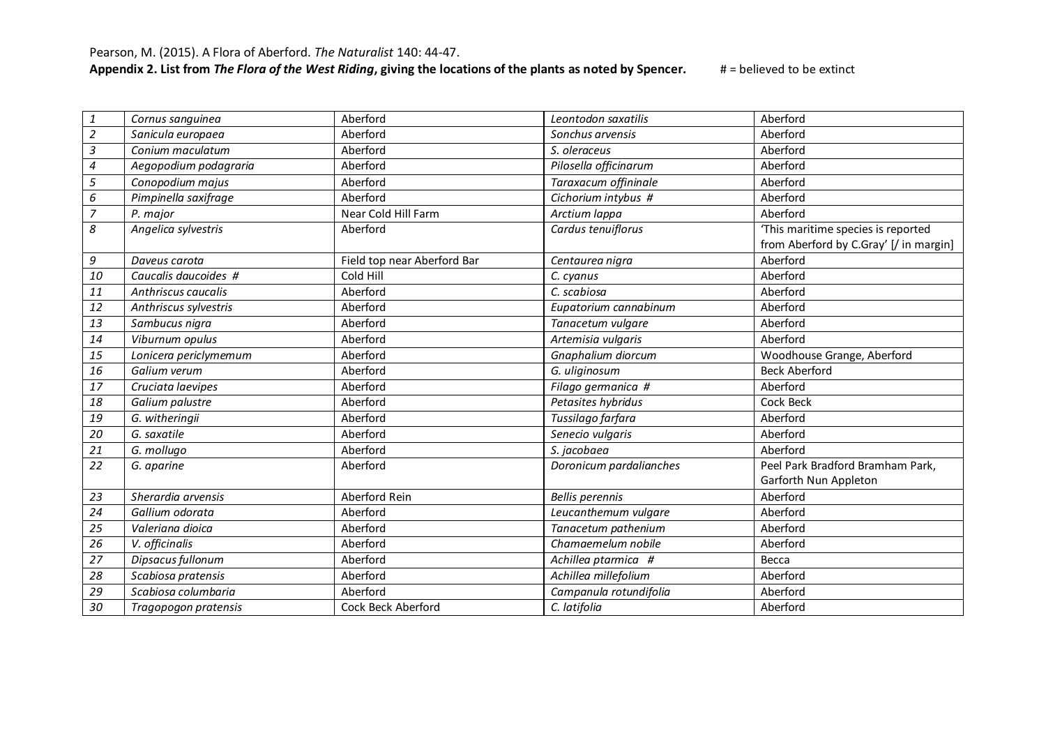Pearson, M. (2015). A Flora of Aberford. *The Naturalist* 140: 44-47.

**Appendix 2. List from *The Flora of the West Riding*, giving the locations of the plants as noted by Spencer.** # = believed to be extinct

| | | | | |
|---|---|---|---|---|
| *1* | *Cornus sanguinea* | Aberford | *Leontodon saxatilis* | Aberford |
| *2* | *Sanicula europaea* | Aberford | *Sonchus arvensis* | Aberford |
| *3* | *Conium maculatum* | Aberford | *S. oleraceus* | Aberford |
| *4* | *Aegopodium podagraria* | Aberford | *Pilosella officinarum* | Aberford |
| *5* | *Conopodium majus* | Aberford | *Taraxacum offininale* | Aberford |
| *6* | *Pimpinella saxifrage* | Aberford | *Cichorium intybus #* | Aberford |
| *7* | *P. major* | Near Cold Hill Farm | *Arctium lappa* | Aberford |
| *8* | *Angelica sylvestris* | Aberford | *Cardus tenuiflorus* | 'This maritime species is reported from Aberford by C.Gray' [/ in margin] |
| *9* | *Daveus carota* | Field top near Aberford Bar | *Centaurea nigra* | Aberford |
| *10* | *Caucalis daucoides #* | Cold Hill | *C. cyanus* | Aberford |
| *11* | *Anthriscus caucalis* | Aberford | *C. scabiosa* | Aberford |
| *12* | *Anthriscus sylvestris* | Aberford | *Eupatorium cannabinum* | Aberford |
| *13* | *Sambucus nigra* | Aberford | *Tanacetum vulgare* | Aberford |
| *14* | *Viburnum opulus* | Aberford | *Artemisia vulgaris* | Aberford |
| *15* | *Lonicera periclymemum* | Aberford | *Gnaphalium diorcum* | Woodhouse Grange, Aberford |
| *16* | *Galium verum* | Aberford | *G. uliginosum* | Beck Aberford |
| *17* | *Cruciata laevipes* | Aberford | *Filago germanica #* | Aberford |
| *18* | *Galium palustre* | Aberford | *Petasites hybridus* | Cock Beck |
| *19* | *G. witheringii* | Aberford | *Tussilago farfara* | Aberford |
| *20* | *G. saxatile* | Aberford | *Senecio vulgaris* | Aberford |
| *21* | *G. mollugo* | Aberford | *S. jacobaea* | Aberford |
| *22* | *G. aparine* | Aberford | *Doronicum pardalianches* | Peel Park Bradford Bramham Park, Garforth Nun Appleton |
| *23* | *Sherardia arvensis* | Aberford Rein | *Bellis perennis* | Aberford |
| *24* | *Gallium odorata* | Aberford | *Leucanthemum vulgare* | Aberford |
| *25* | *Valeriana dioica* | Aberford | *Tanacetum pathenium* | Aberford |
| *26* | *V. officinalis* | Aberford | *Chamaemelum nobile* | Aberford |
| *27* | *Dipsacus fullonum* | Aberford | *Achillea ptarmica #* | Becca |
| *28* | *Scabiosa pratensis* | Aberford | *Achillea millefolium* | Aberford |
| *29* | *Scabiosa columbaria* | Aberford | *Campanula rotundifolia* | Aberford |
| *30* | *Tragopogon pratensis* | Cock Beck Aberford | *C. latifolia* | Aberford |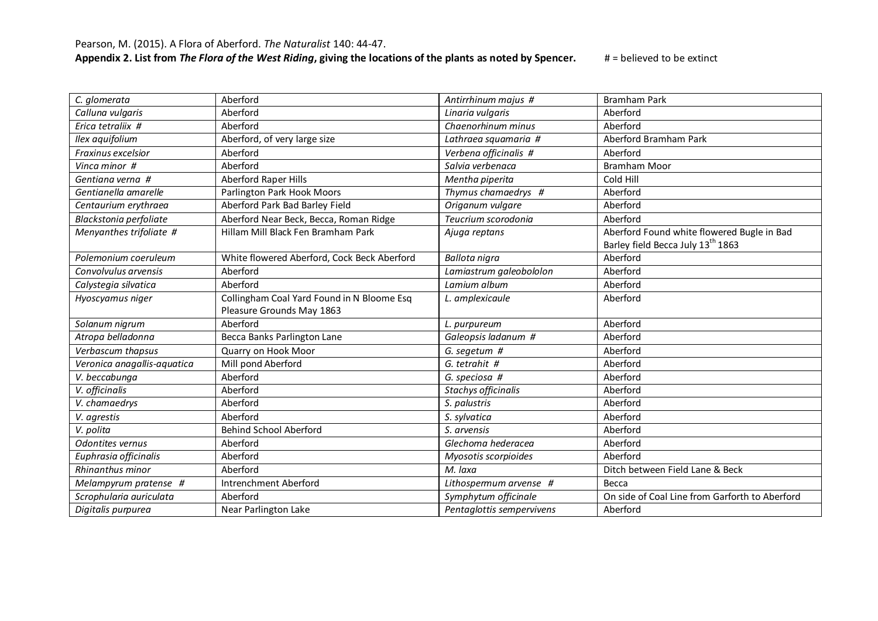Pearson, M. (2015). A Flora of Aberford. *The Naturalist* 140: 44-47.

**Appendix 2. List from *The Flora of the West Riding*, giving the locations of the plants as noted by Spencer.** # = believed to be extinct

| | | | |
|---|---|---|---|
| *C. glomerata* | Aberford | *Antirrhinum majus* # | Bramham Park |
| *Calluna vulgaris* | Aberford | *Linaria vulgaris* | Aberford |
| *Erica tetraliix* # | Aberford | *Chaenorhinum minus* | Aberford |
| *Ilex aquifolium* | Aberford, of very large size | *Lathraea squamaria* # | Aberford Bramham Park |
| *Fraxinus excelsior* | Aberford | *Verbena officinalis* # | Aberford |
| *Vinca minor* # | Aberford | *Salvia verbenaca* | Bramham Moor |
| *Gentiana verna* # | Aberford Raper Hills | *Mentha piperita* | Cold Hill |
| *Gentianella amarelle* | Parlington Park Hook Moors | *Thymus chamaedrys* # | Aberford |
| *Centaurium erythraea* | Aberford Park Bad Barley Field | *Origanum vulgare* | Aberford |
| *Blackstonia perfoliate* | Aberford Near Beck, Becca, Roman Ridge | *Teucrium scorodonia* | Aberford |
| *Menyanthes trifoliate* # | Hillam Mill Black Fen Bramham Park | *Ajuga reptans* | Aberford Found white flowered Bugle in Bad Barley field Becca July 13th 1863 |
| *Polemonium coeruleum* | White flowered Aberford, Cock Beck Aberford | *Ballota nigra* | Aberford |
| *Convolvulus arvensis* | Aberford | *Lamiastrum galeobololon* | Aberford |
| *Calystegia silvatica* | Aberford | *Lamium album* | Aberford |
| *Hyoscyamus niger* | Collingham Coal Yard Found in N Bloome Esq Pleasure Grounds May 1863 | *L. amplexicaule* | Aberford |
| *Solanum nigrum* | Aberford | *L. purpureum* | Aberford |
| *Atropa belladonna* | Becca Banks Parlington Lane | *Galeopsis ladanum* # | Aberford |
| *Verbascum thapsus* | Quarry on Hook Moor | *G. segetum* # | Aberford |
| *Veronica anagallis-aquatica* | Mill pond Aberford | *G. tetrahit* # | Aberford |
| *V. beccabunga* | Aberford | *G. speciosa* # | Aberford |
| *V. officinalis* | Aberford | *Stachys officinalis* | Aberford |
| *V. chamaedrys* | Aberford | *S. palustris* | Aberford |
| *V. agrestis* | Aberford | *S. sylvatica* | Aberford |
| *V. polita* | Behind School Aberford | *S. arvensis* | Aberford |
| *Odontites vernus* | Aberford | *Glechoma hederacea* | Aberford |
| *Euphrasia officinalis* | Aberford | *Myosotis scorpioides* | Aberford |
| *Rhinanthus minor* | Aberford | *M. laxa* | Ditch between Field Lane & Beck |
| *Melampyrum pratense* # | Intrenchment Aberford | *Lithospermum arvense* # | Becca |
| *Scrophularia auriculata* | Aberford | *Symphytum officinale* | On side of Coal Line from Garforth to Aberford |
| *Digitalis purpurea* | Near Parlington Lake | *Pentaglottis sempervivens* | Aberford |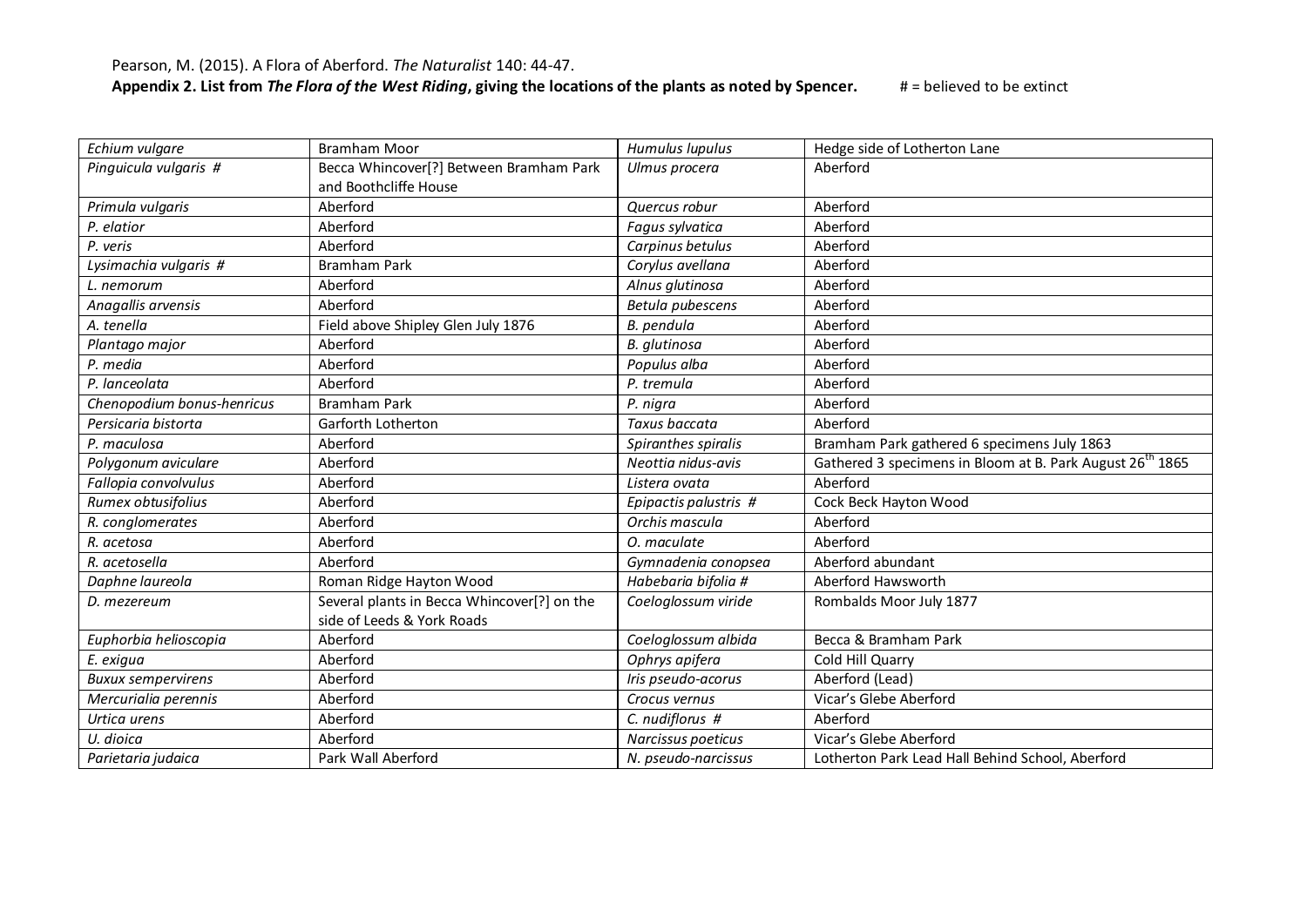Pearson, M. (2015). A Flora of Aberford. *The Naturalist* 140: 44-47.

**Appendix 2. List from *The Flora of the West Riding*, giving the locations of the plants as noted by Spencer.** # = believed to be extinct

| | | | |
|---|---|---|---|
| *Echium vulgare* | Bramham Moor | *Humulus lupulus* | Hedge side of Lotherton Lane |
| *Pinguicula vulgaris* # | Becca Whincover[?] Between Bramham Park and Boothcliffe House | *Ulmus procera* | Aberford |
| *Primula vulgaris* | Aberford | *Quercus robur* | Aberford |
| *P. elatior* | Aberford | *Fagus sylvatica* | Aberford |
| *P. veris* | Aberford | *Carpinus betulus* | Aberford |
| *Lysimachia vulgaris* # | Bramham Park | *Corylus avellana* | Aberford |
| *L. nemorum* | Aberford | *Alnus glutinosa* | Aberford |
| *Anagallis arvensis* | Aberford | *Betula pubescens* | Aberford |
| *A. tenella* | Field above Shipley Glen July 1876 | *B. pendula* | Aberford |
| *Plantago major* | Aberford | *B. glutinosa* | Aberford |
| *P. media* | Aberford | *Populus alba* | Aberford |
| *P. lanceolata* | Aberford | *P. tremula* | Aberford |
| *Chenopodium bonus-henricus* | Bramham Park | *P. nigra* | Aberford |
| *Persicaria bistorta* | Garforth Lotherton | *Taxus baccata* | Aberford |
| *P. maculosa* | Aberford | *Spiranthes spiralis* | Bramham Park gathered 6 specimens July 1863 |
| *Polygonum aviculare* | Aberford | *Neottia nidus-avis* | Gathered 3 specimens in Bloom at B. Park August 26th 1865 |
| *Fallopia convolvulus* | Aberford | *Listera ovata* | Aberford |
| *Rumex obtusifolius* | Aberford | *Epipactis palustris* # | Cock Beck Hayton Wood |
| *R. conglomerates* | Aberford | *Orchis mascula* | Aberford |
| *R. acetosa* | Aberford | *O. maculate* | Aberford |
| *R. acetosella* | Aberford | *Gymnadenia conopsea* | Aberford abundant |
| *Daphne laureola* | Roman Ridge Hayton Wood | *Habebaria bifolia* # | Aberford Hawsworth |
| *D. mezereum* | Several plants in Becca Whincover[?] on the side of Leeds & York Roads | *Coeloglossum viride* | Rombalds Moor July 1877 |
| *Euphorbia helioscopia* | Aberford | *Coeloglossum albida* | Becca & Bramham Park |
| *E. exigua* | Aberford | *Ophrys apifera* | Cold Hill Quarry |
| *Buxux sempervirens* | Aberford | *Iris pseudo-acorus* | Aberford (Lead) |
| *Mercurialia perennis* | Aberford | *Crocus vernus* | Vicar's Glebe Aberford |
| *Urtica urens* | Aberford | *C. nudiflorus* # | Aberford |
| *U. dioica* | Aberford | *Narcissus poeticus* | Vicar's Glebe Aberford |
| *Parietaria judaica* | Park Wall Aberford | *N. pseudo-narcissus* | Lotherton Park Lead Hall Behind School, Aberford |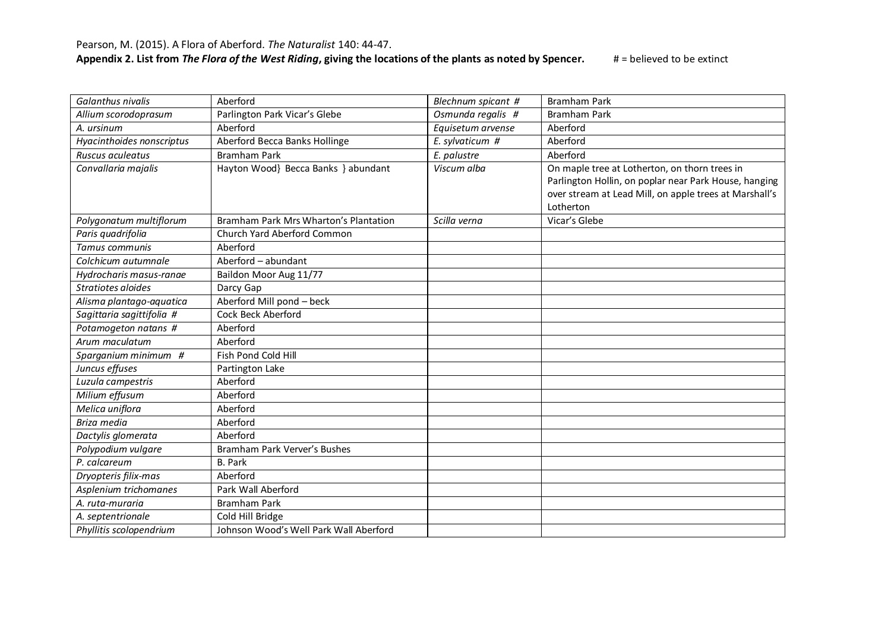Pearson, M. (2015). A Flora of Aberford. *The Naturalist* 140: 44-47.

**Appendix 2. List from *The Flora of the West Riding*, giving the locations of the plants as noted by Spencer.** # = believed to be extinct

| | | | |
|---|---|---|---|
| *Galanthus nivalis* | Aberford | *Blechnum spicant* # | Bramham Park |
| *Allium scorodoprasum* | Parlington Park Vicar's Glebe | *Osmunda regalis* # | Bramham Park |
| *A. ursinum* | Aberford | *Equisetum arvense* | Aberford |
| *Hyacinthoides nonscriptus* | Aberford Becca Banks Hollinge | *E. sylvaticum* # | Aberford |
| *Ruscus aculeatus* | Bramham Park | *E. palustre* | Aberford |
| *Convallaria majalis* | Hayton Wood} Becca Banks } abundant | *Viscum alba* | On maple tree at Lotherton, on thorn trees in Parlington Hollin, on poplar near Park House, hanging over stream at Lead Mill, on apple trees at Marshall's Lotherton |
| *Polygonatum multiflorum* | Bramham Park Mrs Wharton's Plantation | *Scilla verna* | Vicar's Glebe |
| *Paris quadrifolia* | Church Yard Aberford Common | | |
| *Tamus communis* | Aberford | | |
| *Colchicum autumnale* | Aberford – abundant | | |
| *Hydrocharis masus-ranae* | Baildon Moor Aug 11/77 | | |
| *Stratiotes aloides* | Darcy Gap | | |
| *Alisma plantago-aquatica* | Aberford Mill pond – beck | | |
| *Sagittaria sagittifolia* # | Cock Beck Aberford | | |
| *Potamogeton natans* # | Aberford | | |
| *Arum maculatum* | Aberford | | |
| *Sparganium minimum* # | Fish Pond Cold Hill | | |
| *Juncus effuses* | Partington Lake | | |
| *Luzula campestris* | Aberford | | |
| *Milium effusum* | Aberford | | |
| *Melica uniflora* | Aberford | | |
| *Briza media* | Aberford | | |
| *Dactylis glomerata* | Aberford | | |
| *Polypodium vulgare* | Bramham Park Verver's Bushes | | |
| *P. calcareum* | B. Park | | |
| *Dryopteris filix-mas* | Aberford | | |
| *Asplenium trichomanes* | Park Wall Aberford | | |
| *A. ruta-muraria* | Bramham Park | | |
| *A. septentrionale* | Cold Hill Bridge | | |
| *Phyllitis scolopendrium* | Johnson Wood's Well Park Wall Aberford | | |